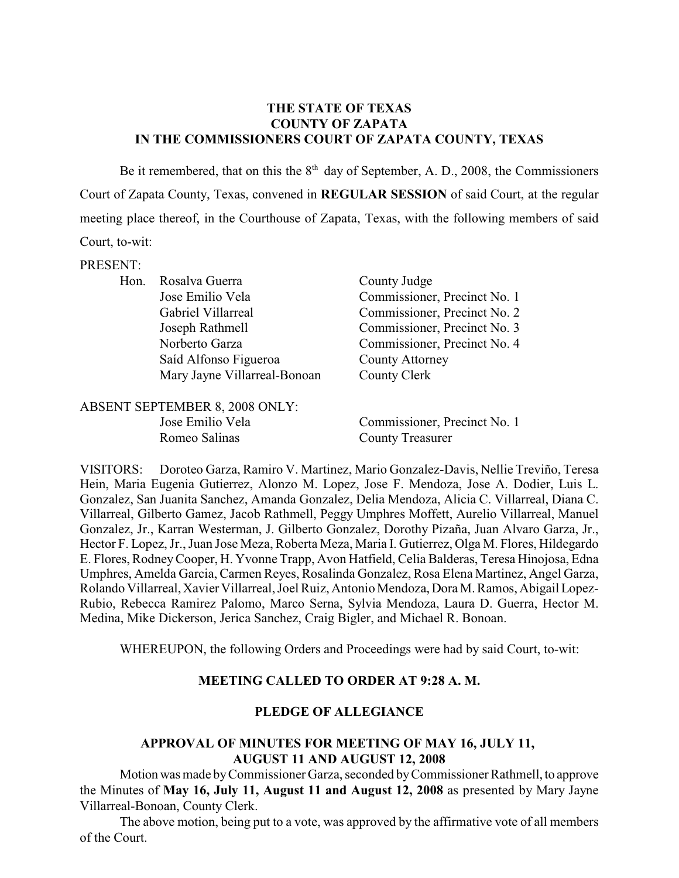**THE STATE OF TEXAS**
**COUNTY OF ZAPATA**
**IN THE COMMISSIONERS COURT OF ZAPATA COUNTY, TEXAS**

Be it remembered, that on this the 8th day of September, A. D., 2008, the Commissioners Court of Zapata County, Texas, convened in **REGULAR SESSION** of said Court, at the regular meeting place thereof, in the Courthouse of Zapata, Texas, with the following members of said Court, to-wit:

PRESENT:

| | | |
|---|---|---|
| Hon. | Rosalva Guerra | County Judge |
| | Jose Emilio Vela | Commissioner, Precinct No. 1 |
| | Gabriel Villarreal | Commissioner, Precinct No. 2 |
| | Joseph Rathmell | Commissioner, Precinct No. 3 |
| | Norberto Garza | Commissioner, Precinct No. 4 |
| | Saíd Alfonso Figueroa | County Attorney |
| | Mary Jayne Villarreal-Bonoan | County Clerk |

ABSENT SEPTEMBER 8, 2008 ONLY:

| | |
|---|---|
| Jose Emilio Vela | Commissioner, Precinct No. 1 |
| Romeo Salinas | County Treasurer |

VISITORS: Doroteo Garza, Ramiro V. Martinez, Mario Gonzalez-Davis, Nellie Treviño, Teresa Hein, Maria Eugenia Gutierrez, Alonzo M. Lopez, Jose F. Mendoza, Jose A. Dodier, Luis L. Gonzalez, San Juanita Sanchez, Amanda Gonzalez, Delia Mendoza, Alicia C. Villarreal, Diana C. Villarreal, Gilberto Gamez, Jacob Rathmell, Peggy Umphres Moffett, Aurelio Villarreal, Manuel Gonzalez, Jr., Karran Westerman, J. Gilberto Gonzalez, Dorothy Pizaña, Juan Alvaro Garza, Jr., Hector F. Lopez, Jr., Juan Jose Meza, Roberta Meza, Maria I. Gutierrez, Olga M. Flores, Hildegardo E. Flores, Rodney Cooper, H. Yvonne Trapp, Avon Hatfield, Celia Balderas, Teresa Hinojosa, Edna Umphres, Amelda Garcia, Carmen Reyes, Rosalinda Gonzalez, Rosa Elena Martinez, Angel Garza, Rolando Villarreal, Xavier Villarreal, Joel Ruiz, Antonio Mendoza, Dora M. Ramos, Abigail Lopez-Rubio, Rebecca Ramirez Palomo, Marco Serna, Sylvia Mendoza, Laura D. Guerra, Hector M. Medina, Mike Dickerson, Jerica Sanchez, Craig Bigler, and Michael R. Bonoan.

WHEREUPON, the following Orders and Proceedings were had by said Court, to-wit:

**MEETING CALLED TO ORDER AT 9:28 A. M.**

**PLEDGE OF ALLEGIANCE**

**APPROVAL OF MINUTES FOR MEETING OF MAY 16, JULY 11, AUGUST 11 AND AUGUST 12, 2008**

Motion was made by Commissioner Garza, seconded by Commissioner Rathmell, to approve the Minutes of **May 16, July 11, August 11 and August 12, 2008** as presented by Mary Jayne Villarreal-Bonoan, County Clerk.

The above motion, being put to a vote, was approved by the affirmative vote of all members of the Court.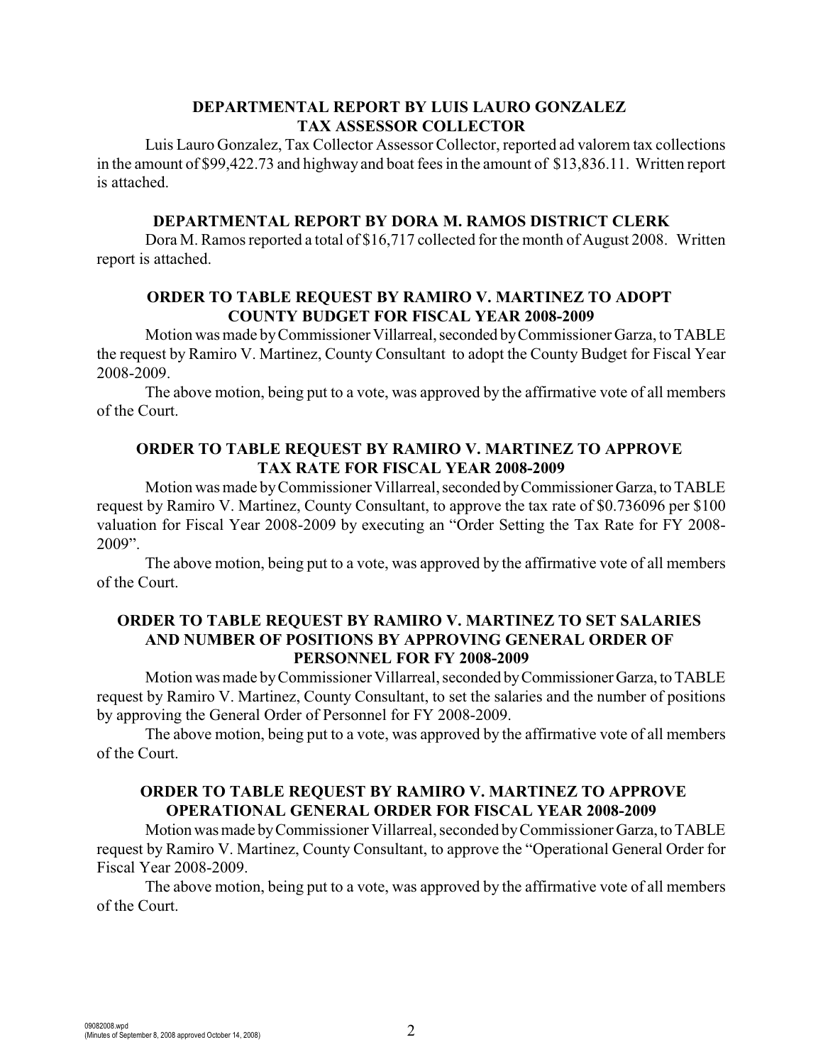## DEPARTMENTAL REPORT BY LUIS LAURO GONZALEZ TAX ASSESSOR COLLECTOR

Luis Lauro Gonzalez, Tax Collector Assessor Collector, reported ad valorem tax collections in the amount of $99,422.73 and highway and boat fees in the amount of $13,836.11. Written report is attached.

## DEPARTMENTAL REPORT BY DORA M. RAMOS DISTRICT CLERK

Dora M. Ramos reported a total of $16,717 collected for the month of August 2008. Written report is attached.

## ORDER TO TABLE REQUEST BY RAMIRO V. MARTINEZ TO ADOPT COUNTY BUDGET FOR FISCAL YEAR 2008-2009

Motion was made by Commissioner Villarreal, seconded by Commissioner Garza, to TABLE the request by Ramiro V. Martinez, County Consultant to adopt the County Budget for Fiscal Year 2008-2009.

The above motion, being put to a vote, was approved by the affirmative vote of all members of the Court.

## ORDER TO TABLE REQUEST BY RAMIRO V. MARTINEZ TO APPROVE TAX RATE FOR FISCAL YEAR 2008-2009

Motion was made by Commissioner Villarreal, seconded by Commissioner Garza, to TABLE request by Ramiro V. Martinez, County Consultant, to approve the tax rate of $0.736096 per $100 valuation for Fiscal Year 2008-2009 by executing an "Order Setting the Tax Rate for FY 2008-2009".

The above motion, being put to a vote, was approved by the affirmative vote of all members of the Court.

## ORDER TO TABLE REQUEST BY RAMIRO V. MARTINEZ TO SET SALARIES AND NUMBER OF POSITIONS BY APPROVING GENERAL ORDER OF PERSONNEL FOR FY 2008-2009

Motion was made by Commissioner Villarreal, seconded by Commissioner Garza, to TABLE request by Ramiro V. Martinez, County Consultant, to set the salaries and the number of positions by approving the General Order of Personnel for FY 2008-2009.

The above motion, being put to a vote, was approved by the affirmative vote of all members of the Court.

## ORDER TO TABLE REQUEST BY RAMIRO V. MARTINEZ TO APPROVE OPERATIONAL GENERAL ORDER FOR FISCAL YEAR 2008-2009

Motion was made by Commissioner Villarreal, seconded by Commissioner Garza, to TABLE request by Ramiro V. Martinez, County Consultant, to approve the "Operational General Order for Fiscal Year 2008-2009.

The above motion, being put to a vote, was approved by the affirmative vote of all members of the Court.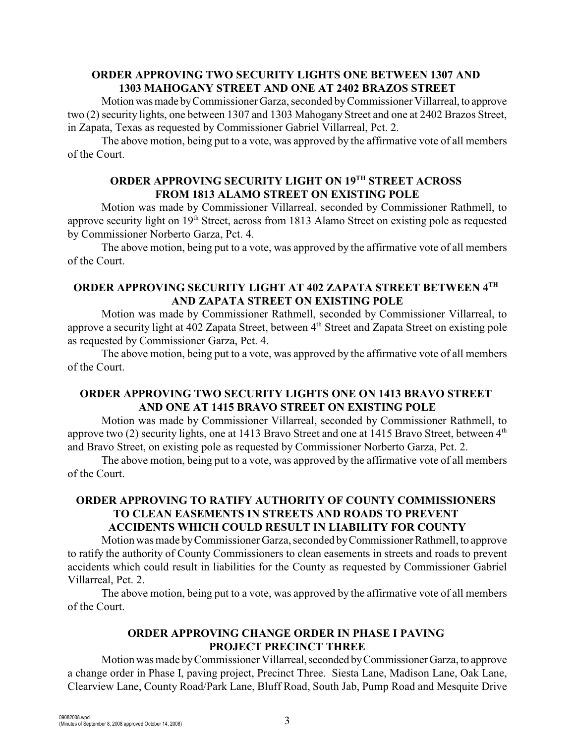**ORDER APPROVING TWO SECURITY LIGHTS ONE BETWEEN 1307 AND 1303 MAHOGANY STREET AND ONE AT 2402 BRAZOS STREET**

Motion was made by Commissioner Garza, seconded by Commissioner Villarreal, to approve two (2) security lights, one between 1307 and 1303 Mahogany Street and one at 2402 Brazos Street, in Zapata, Texas as requested by Commissioner Gabriel Villarreal, Pct. 2.

The above motion, being put to a vote, was approved by the affirmative vote of all members of the Court.

**ORDER APPROVING SECURITY LIGHT ON 19TH STREET ACROSS FROM 1813 ALAMO STREET ON EXISTING POLE**

Motion was made by Commissioner Villarreal, seconded by Commissioner Rathmell, to approve security light on 19th Street, across from 1813 Alamo Street on existing pole as requested by Commissioner Norberto Garza, Pct. 4.

The above motion, being put to a vote, was approved by the affirmative vote of all members of the Court.

**ORDER APPROVING SECURITY LIGHT AT 402 ZAPATA STREET BETWEEN 4TH AND ZAPATA STREET ON EXISTING POLE**

Motion was made by Commissioner Rathmell, seconded by Commissioner Villarreal, to approve a security light at 402 Zapata Street, between 4th Street and Zapata Street on existing pole as requested by Commissioner Garza, Pct. 4.

The above motion, being put to a vote, was approved by the affirmative vote of all members of the Court.

**ORDER APPROVING TWO SECURITY LIGHTS ONE ON 1413 BRAVO STREET AND ONE AT 1415 BRAVO STREET ON EXISTING POLE**

Motion was made by Commissioner Villarreal, seconded by Commissioner Rathmell, to approve two (2) security lights, one at 1413 Bravo Street and one at 1415 Bravo Street, between 4th and Bravo Street, on existing pole as requested by Commissioner Norberto Garza, Pct. 2.

The above motion, being put to a vote, was approved by the affirmative vote of all members of the Court.

**ORDER APPROVING TO RATIFY AUTHORITY OF COUNTY COMMISSIONERS TO CLEAN EASEMENTS IN STREETS AND ROADS TO PREVENT ACCIDENTS WHICH COULD RESULT IN LIABILITY FOR COUNTY**

Motion was made by Commissioner Garza, seconded by Commissioner Rathmell, to approve to ratify the authority of County Commissioners to clean easements in streets and roads to prevent accidents which could result in liabilities for the County as requested by Commissioner Gabriel Villarreal, Pct. 2.

The above motion, being put to a vote, was approved by the affirmative vote of all members of the Court.

**ORDER APPROVING CHANGE ORDER IN PHASE I PAVING PROJECT PRECINCT THREE**

Motion was made by Commissioner Villarreal, seconded by Commissioner Garza, to approve a change order in Phase I, paving project, Precinct Three. Siesta Lane, Madison Lane, Oak Lane, Clearview Lane, County Road/Park Lane, Bluff Road, South Jab, Pump Road and Mesquite Drive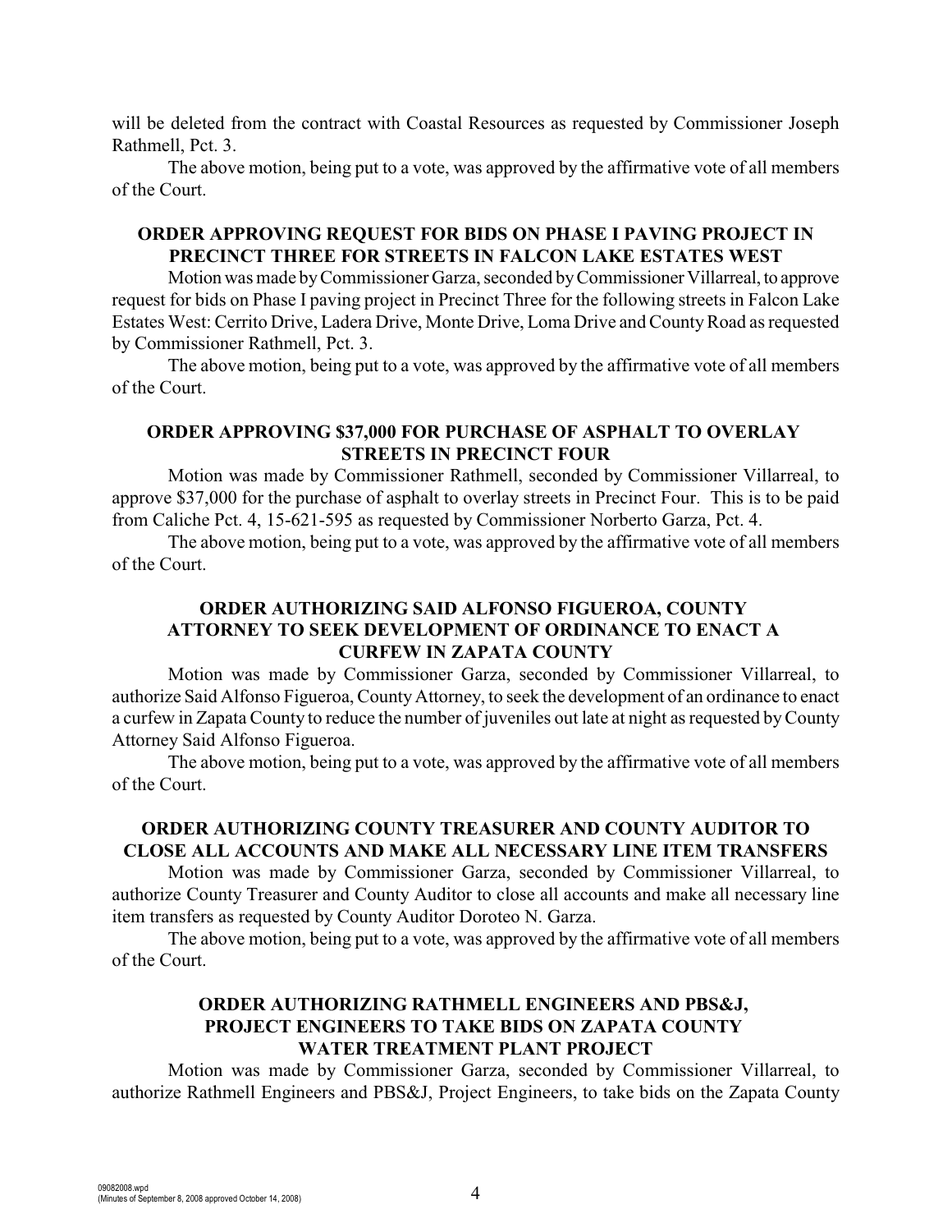will be deleted from the contract with Coastal Resources as requested by Commissioner Joseph Rathmell, Pct. 3.

The above motion, being put to a vote, was approved by the affirmative vote of all members of the Court.

### ORDER APPROVING REQUEST FOR BIDS ON PHASE I PAVING PROJECT IN PRECINCT THREE FOR STREETS IN FALCON LAKE ESTATES WEST

Motion was made by Commissioner Garza, seconded by Commissioner Villarreal, to approve request for bids on Phase I paving project in Precinct Three for the following streets in Falcon Lake Estates West: Cerrito Drive, Ladera Drive, Monte Drive, Loma Drive and County Road as requested by Commissioner Rathmell, Pct. 3.

The above motion, being put to a vote, was approved by the affirmative vote of all members of the Court.

### ORDER APPROVING $37,000 FOR PURCHASE OF ASPHALT TO OVERLAY STREETS IN PRECINCT FOUR

Motion was made by Commissioner Rathmell, seconded by Commissioner Villarreal, to approve $37,000 for the purchase of asphalt to overlay streets in Precinct Four. This is to be paid from Caliche Pct. 4, 15-621-595 as requested by Commissioner Norberto Garza, Pct. 4.

The above motion, being put to a vote, was approved by the affirmative vote of all members of the Court.

### ORDER AUTHORIZING SAID ALFONSO FIGUEROA, COUNTY ATTORNEY TO SEEK DEVELOPMENT OF ORDINANCE TO ENACT A CURFEW IN ZAPATA COUNTY

Motion was made by Commissioner Garza, seconded by Commissioner Villarreal, to authorize Said Alfonso Figueroa, County Attorney, to seek the development of an ordinance to enact a curfew in Zapata County to reduce the number of juveniles out late at night as requested by County Attorney Said Alfonso Figueroa.

The above motion, being put to a vote, was approved by the affirmative vote of all members of the Court.

### ORDER AUTHORIZING COUNTY TREASURER AND COUNTY AUDITOR TO CLOSE ALL ACCOUNTS AND MAKE ALL NECESSARY LINE ITEM TRANSFERS

Motion was made by Commissioner Garza, seconded by Commissioner Villarreal, to authorize County Treasurer and County Auditor to close all accounts and make all necessary line item transfers as requested by County Auditor Doroteo N. Garza.

The above motion, being put to a vote, was approved by the affirmative vote of all members of the Court.

### ORDER AUTHORIZING RATHMELL ENGINEERS AND PBS&J, PROJECT ENGINEERS TO TAKE BIDS ON ZAPATA COUNTY WATER TREATMENT PLANT PROJECT

Motion was made by Commissioner Garza, seconded by Commissioner Villarreal, to authorize Rathmell Engineers and PBS&J, Project Engineers, to take bids on the Zapata County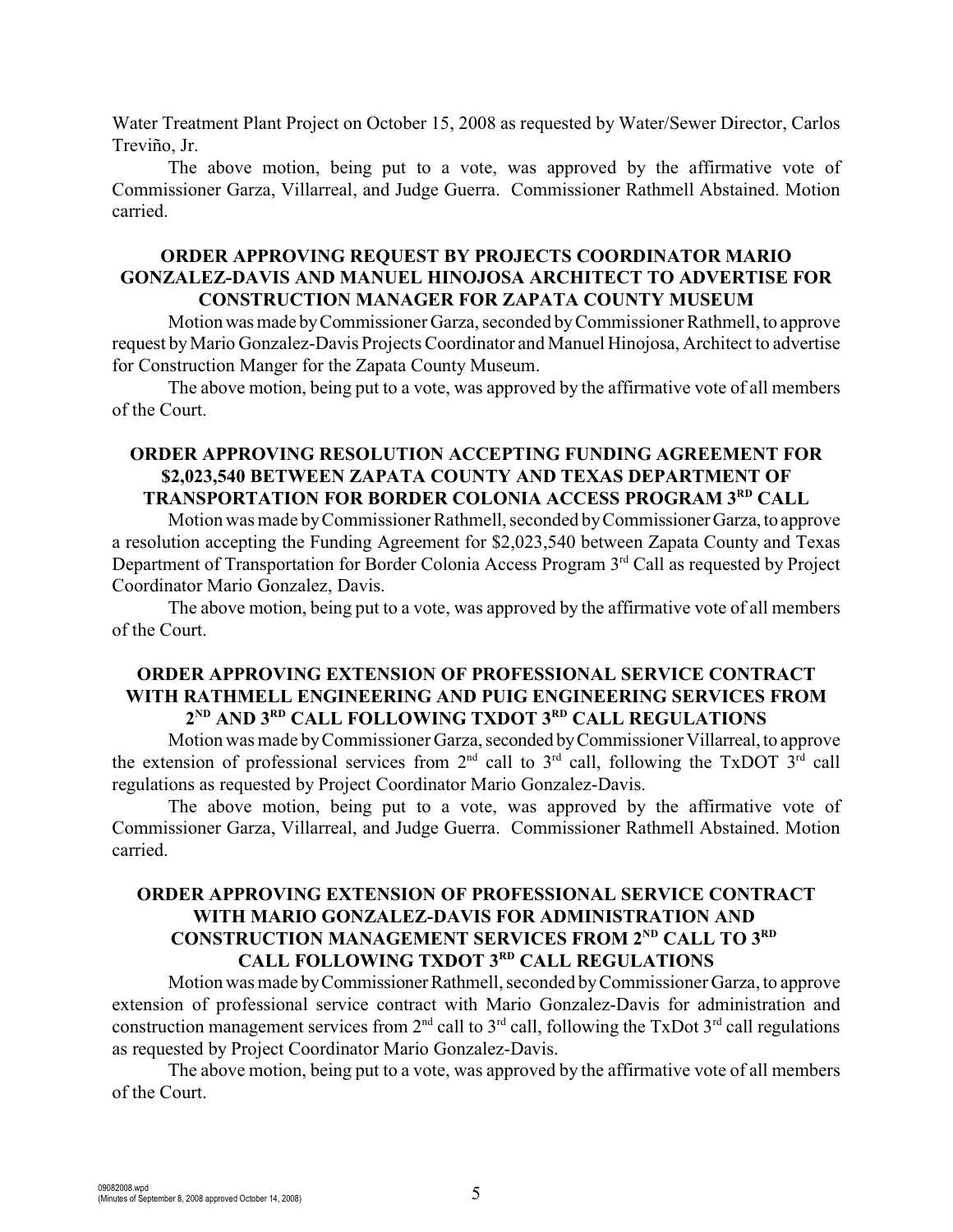Water Treatment Plant Project on October 15, 2008 as requested by Water/Sewer Director, Carlos Treviño, Jr.

The above motion, being put to a vote, was approved by the affirmative vote of Commissioner Garza, Villarreal, and Judge Guerra. Commissioner Rathmell Abstained. Motion carried.

**ORDER APPROVING REQUEST BY PROJECTS COORDINATOR MARIO GONZALEZ-DAVIS AND MANUEL HINOJOSA ARCHITECT TO ADVERTISE FOR CONSTRUCTION MANAGER FOR ZAPATA COUNTY MUSEUM**

Motion was made by Commissioner Garza, seconded by Commissioner Rathmell, to approve request by Mario Gonzalez-Davis Projects Coordinator and Manuel Hinojosa, Architect to advertise for Construction Manger for the Zapata County Museum.

The above motion, being put to a vote, was approved by the affirmative vote of all members of the Court.

**ORDER APPROVING RESOLUTION ACCEPTING FUNDING AGREEMENT FOR $2,023,540 BETWEEN ZAPATA COUNTY AND TEXAS DEPARTMENT OF TRANSPORTATION FOR BORDER COLONIA ACCESS PROGRAM 3RD CALL**

Motion was made by Commissioner Rathmell, seconded by Commissioner Garza, to approve a resolution accepting the Funding Agreement for $2,023,540 between Zapata County and Texas Department of Transportation for Border Colonia Access Program 3rd Call as requested by Project Coordinator Mario Gonzalez, Davis.

The above motion, being put to a vote, was approved by the affirmative vote of all members of the Court.

**ORDER APPROVING EXTENSION OF PROFESSIONAL SERVICE CONTRACT WITH RATHMELL ENGINEERING AND PUIG ENGINEERING SERVICES FROM 2ND AND 3RD CALL FOLLOWING TXDOT 3RD CALL REGULATIONS**

Motion was made by Commissioner Garza, seconded by Commissioner Villarreal, to approve the extension of professional services from 2nd call to 3rd call, following the TxDOT 3rd call regulations as requested by Project Coordinator Mario Gonzalez-Davis.

The above motion, being put to a vote, was approved by the affirmative vote of Commissioner Garza, Villarreal, and Judge Guerra. Commissioner Rathmell Abstained. Motion carried.

**ORDER APPROVING EXTENSION OF PROFESSIONAL SERVICE CONTRACT WITH MARIO GONZALEZ-DAVIS FOR ADMINISTRATION AND CONSTRUCTION MANAGEMENT SERVICES FROM 2ND CALL TO 3RD CALL FOLLOWING TXDOT 3RD CALL REGULATIONS**

Motion was made by Commissioner Rathmell, seconded by Commissioner Garza, to approve extension of professional service contract with Mario Gonzalez-Davis for administration and construction management services from 2nd call to 3rd call, following the TxDot 3rd call regulations as requested by Project Coordinator Mario Gonzalez-Davis.

The above motion, being put to a vote, was approved by the affirmative vote of all members of the Court.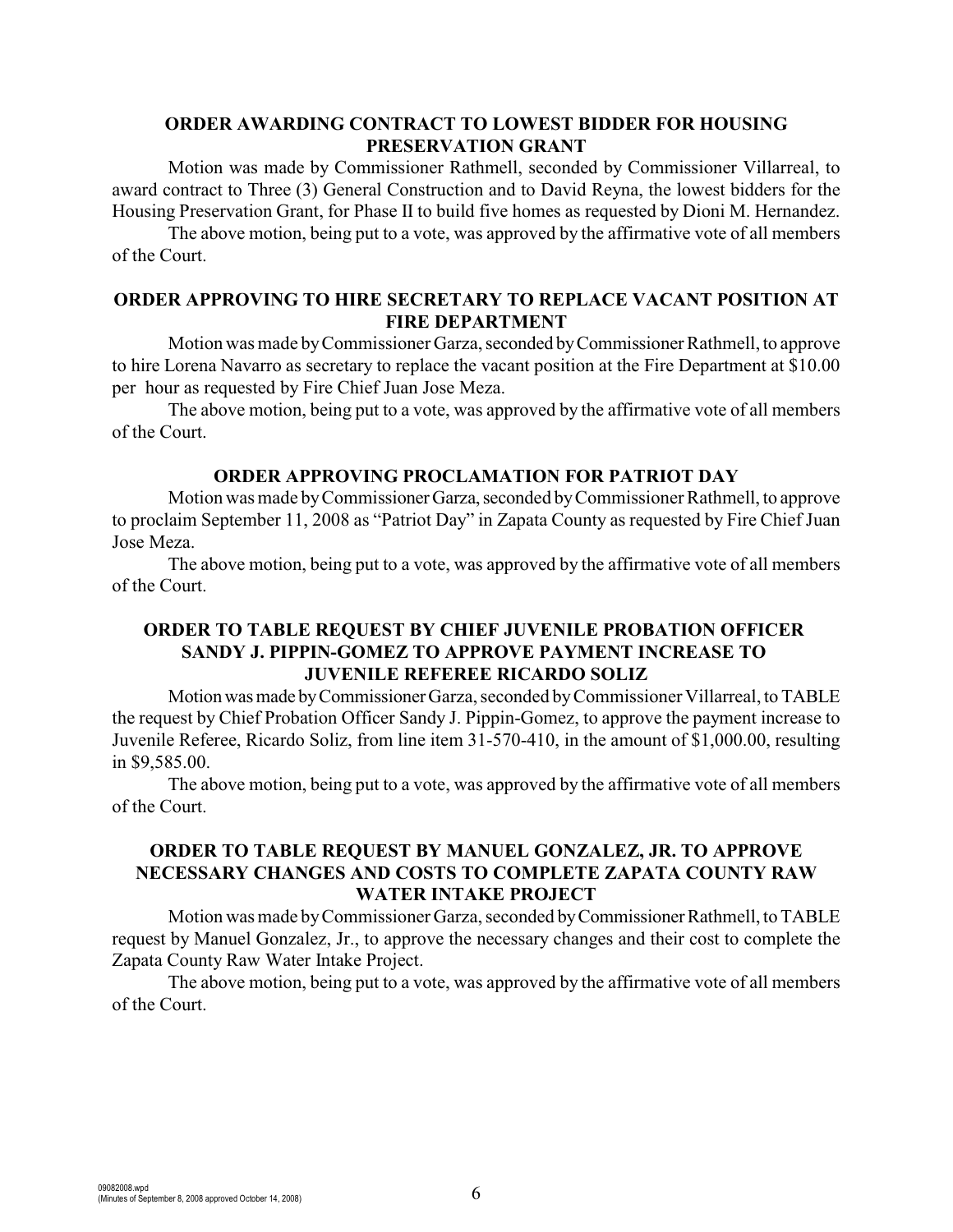## ORDER AWARDING CONTRACT TO LOWEST BIDDER FOR HOUSING PRESERVATION GRANT

Motion was made by Commissioner Rathmell, seconded by Commissioner Villarreal, to award contract to Three (3) General Construction and to David Reyna, the lowest bidders for the Housing Preservation Grant, for Phase II to build five homes as requested by Dioni M. Hernandez.

The above motion, being put to a vote, was approved by the affirmative vote of all members of the Court.

## ORDER APPROVING TO HIRE SECRETARY TO REPLACE VACANT POSITION AT FIRE DEPARTMENT

Motion was made by Commissioner Garza, seconded by Commissioner Rathmell, to approve to hire Lorena Navarro as secretary to replace the vacant position at the Fire Department at $10.00 per hour as requested by Fire Chief Juan Jose Meza.

The above motion, being put to a vote, was approved by the affirmative vote of all members of the Court.

## ORDER APPROVING PROCLAMATION FOR PATRIOT DAY

Motion was made by Commissioner Garza, seconded by Commissioner Rathmell, to approve to proclaim September 11, 2008 as "Patriot Day" in Zapata County as requested by Fire Chief Juan Jose Meza.

The above motion, being put to a vote, was approved by the affirmative vote of all members of the Court.

## ORDER TO TABLE REQUEST BY CHIEF JUVENILE PROBATION OFFICER SANDY J. PIPPIN-GOMEZ TO APPROVE PAYMENT INCREASE TO JUVENILE REFEREE RICARDO SOLIZ

Motion was made by Commissioner Garza, seconded by Commissioner Villarreal, to TABLE the request by Chief Probation Officer Sandy J. Pippin-Gomez, to approve the payment increase to Juvenile Referee, Ricardo Soliz, from line item 31-570-410, in the amount of $1,000.00, resulting in $9,585.00.

The above motion, being put to a vote, was approved by the affirmative vote of all members of the Court.

## ORDER TO TABLE REQUEST BY MANUEL GONZALEZ, JR. TO APPROVE NECESSARY CHANGES AND COSTS TO COMPLETE ZAPATA COUNTY RAW WATER INTAKE PROJECT

Motion was made by Commissioner Garza, seconded by Commissioner Rathmell, to TABLE request by Manuel Gonzalez, Jr., to approve the necessary changes and their cost to complete the Zapata County Raw Water Intake Project.

The above motion, being put to a vote, was approved by the affirmative vote of all members of the Court.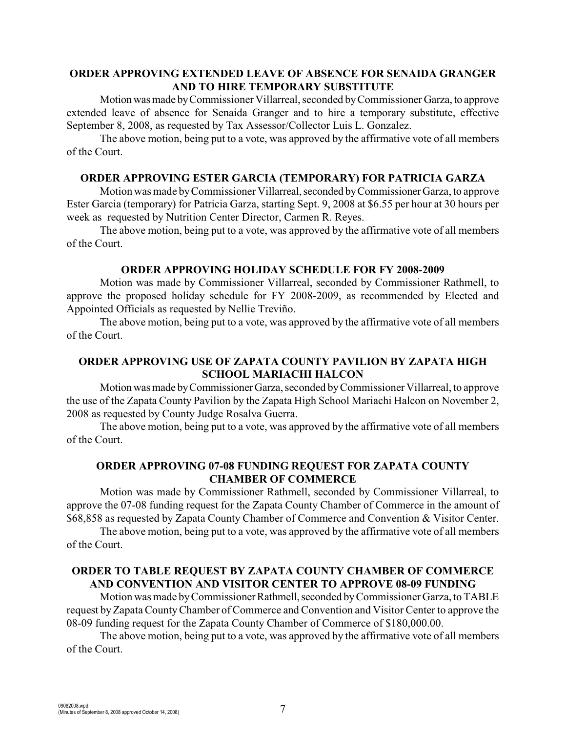**ORDER APPROVING EXTENDED LEAVE OF ABSENCE FOR SENAIDA GRANGER AND TO HIRE TEMPORARY SUBSTITUTE**

Motion was made by Commissioner Villarreal, seconded by Commissioner Garza, to approve extended leave of absence for Senaida Granger and to hire a temporary substitute, effective September 8, 2008, as requested by Tax Assessor/Collector Luis L. Gonzalez.

The above motion, being put to a vote, was approved by the affirmative vote of all members of the Court.

**ORDER APPROVING ESTER GARCIA (TEMPORARY) FOR PATRICIA GARZA**

Motion was made by Commissioner Villarreal, seconded by Commissioner Garza, to approve Ester Garcia (temporary) for Patricia Garza, starting Sept. 9, 2008 at $6.55 per hour at 30 hours per week as requested by Nutrition Center Director, Carmen R. Reyes.

The above motion, being put to a vote, was approved by the affirmative vote of all members of the Court.

**ORDER APPROVING HOLIDAY SCHEDULE FOR FY 2008-2009**

Motion was made by Commissioner Villarreal, seconded by Commissioner Rathmell, to approve the proposed holiday schedule for FY 2008-2009, as recommended by Elected and Appointed Officials as requested by Nellie Treviño.

The above motion, being put to a vote, was approved by the affirmative vote of all members of the Court.

**ORDER APPROVING USE OF ZAPATA COUNTY PAVILION BY ZAPATA HIGH SCHOOL MARIACHI HALCON**

Motion was made by Commissioner Garza, seconded by Commissioner Villarreal, to approve the use of the Zapata County Pavilion by the Zapata High School Mariachi Halcon on November 2, 2008 as requested by County Judge Rosalva Guerra.

The above motion, being put to a vote, was approved by the affirmative vote of all members of the Court.

**ORDER APPROVING 07-08 FUNDING REQUEST FOR ZAPATA COUNTY CHAMBER OF COMMERCE**

Motion was made by Commissioner Rathmell, seconded by Commissioner Villarreal, to approve the 07-08 funding request for the Zapata County Chamber of Commerce in the amount of $68,858 as requested by Zapata County Chamber of Commerce and Convention & Visitor Center.

The above motion, being put to a vote, was approved by the affirmative vote of all members of the Court.

**ORDER TO TABLE REQUEST BY ZAPATA COUNTY CHAMBER OF COMMERCE AND CONVENTION AND VISITOR CENTER TO APPROVE 08-09 FUNDING**

Motion was made by Commissioner Rathmell, seconded by Commissioner Garza, to TABLE request by Zapata County Chamber of Commerce and Convention and Visitor Center to approve the 08-09 funding request for the Zapata County Chamber of Commerce of $180,000.00.

The above motion, being put to a vote, was approved by the affirmative vote of all members of the Court.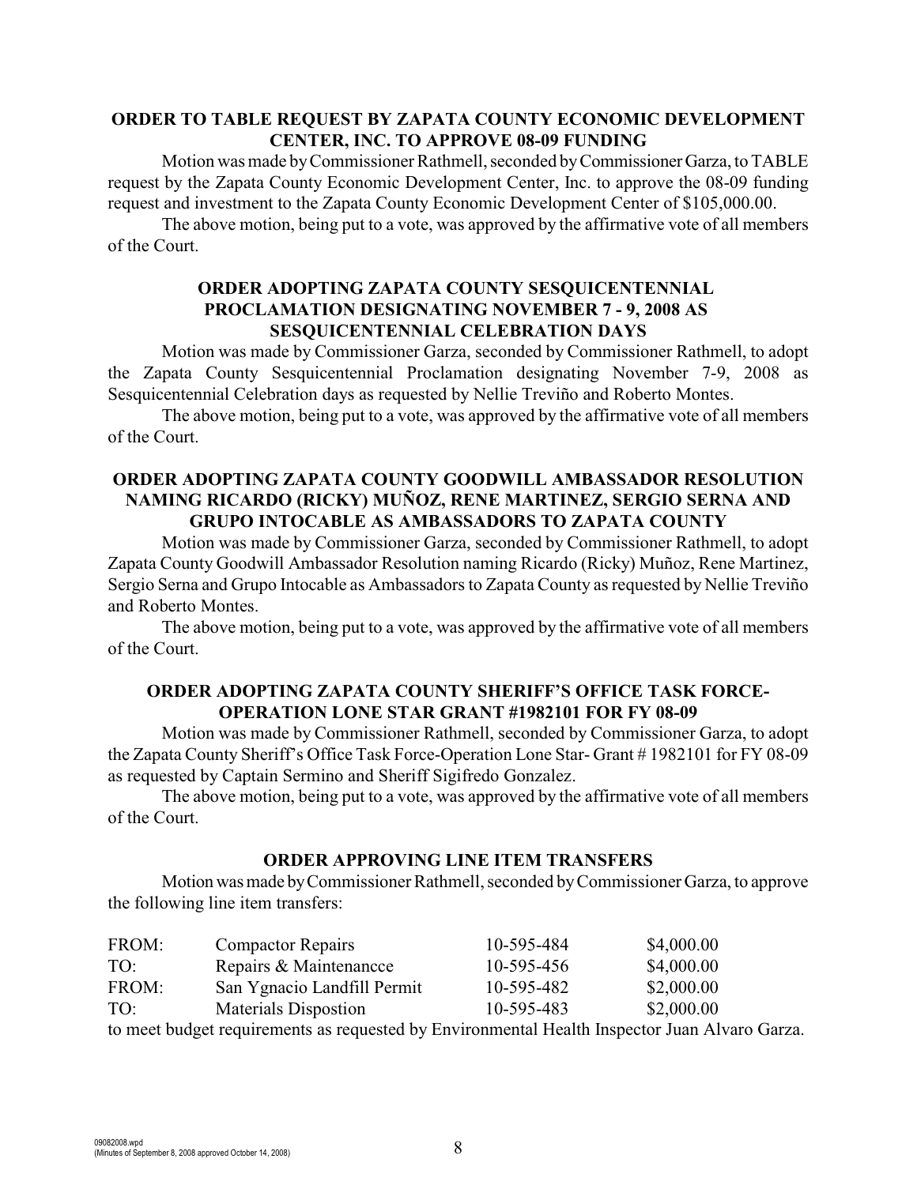### ORDER TO TABLE REQUEST BY ZAPATA COUNTY ECONOMIC DEVELOPMENT CENTER, INC. TO APPROVE 08-09 FUNDING

Motion was made by Commissioner Rathmell, seconded by Commissioner Garza, to TABLE request by the Zapata County Economic Development Center, Inc. to approve the 08-09 funding request and investment to the Zapata County Economic Development Center of $105,000.00.

The above motion, being put to a vote, was approved by the affirmative vote of all members of the Court.

### ORDER ADOPTING ZAPATA COUNTY SESQUICENTENNIAL PROCLAMATION DESIGNATING NOVEMBER 7 - 9, 2008 AS SESQUICENTENNIAL CELEBRATION DAYS

Motion was made by Commissioner Garza, seconded by Commissioner Rathmell, to adopt the Zapata County Sesquicentennial Proclamation designating November 7-9, 2008 as Sesquicentennial Celebration days as requested by Nellie Treviño and Roberto Montes.

The above motion, being put to a vote, was approved by the affirmative vote of all members of the Court.

### ORDER ADOPTING ZAPATA COUNTY GOODWILL AMBASSADOR RESOLUTION NAMING RICARDO (RICKY) MUÑOZ, RENE MARTINEZ, SERGIO SERNA AND GRUPO INTOCABLE AS AMBASSADORS TO ZAPATA COUNTY

Motion was made by Commissioner Garza, seconded by Commissioner Rathmell, to adopt Zapata County Goodwill Ambassador Resolution naming Ricardo (Ricky) Muñoz, Rene Martinez, Sergio Serna and Grupo Intocable as Ambassadors to Zapata County as requested by Nellie Treviño and Roberto Montes.

The above motion, being put to a vote, was approved by the affirmative vote of all members of the Court.

### ORDER ADOPTING ZAPATA COUNTY SHERIFF'S OFFICE TASK FORCE-OPERATION LONE STAR GRANT #1982101 FOR FY 08-09

Motion was made by Commissioner Rathmell, seconded by Commissioner Garza, to adopt the Zapata County Sheriff's Office Task Force-Operation Lone Star- Grant # 1982101 for FY 08-09 as requested by Captain Sermino and Sheriff Sigifredo Gonzalez.

The above motion, being put to a vote, was approved by the affirmative vote of all members of the Court.

### ORDER APPROVING LINE ITEM TRANSFERS

Motion was made by Commissioner Rathmell, seconded by Commissioner Garza, to approve the following line item transfers:

| | | | |
|---|---|---|---|
| FROM: | Compactor Repairs | 10-595-484 | $4,000.00 |
| TO: | Repairs & Maintenancce | 10-595-456 | $4,000.00 |
| FROM: | San Ygnacio Landfill Permit | 10-595-482 | $2,000.00 |
| TO: | Materials Dispostion | 10-595-483 | $2,000.00 |

to meet budget requirements as requested by Environmental Health Inspector Juan Alvaro Garza.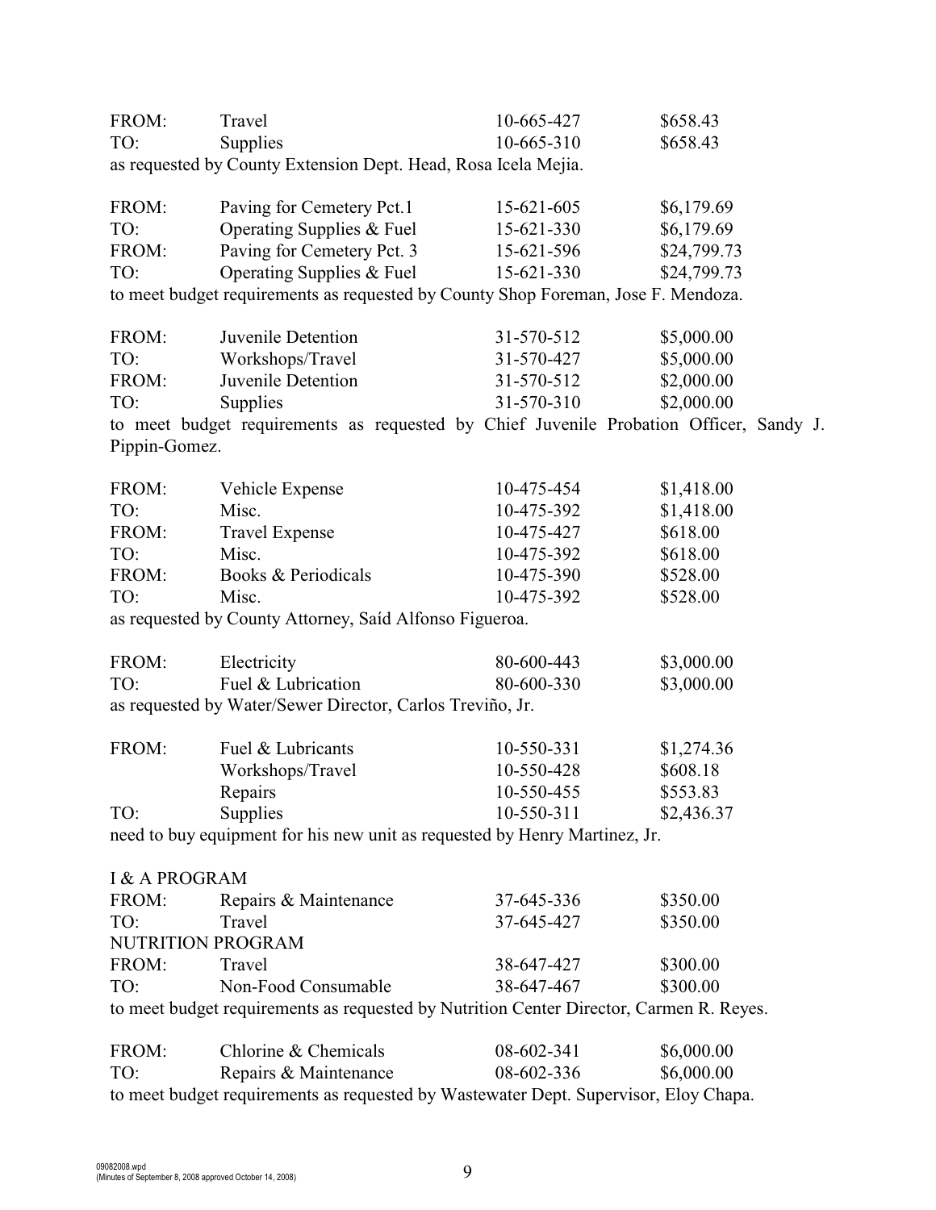| | | | |
|---|---|---|---|
| FROM: | Travel | 10-665-427 | $658.43 |
| TO: | Supplies | 10-665-310 | $658.43 |

as requested by County Extension Dept. Head, Rosa Icela Mejia.

| | | | |
|---|---|---|---|
| FROM: | Paving for Cemetery Pct.1 | 15-621-605 | $6,179.69 |
| TO: | Operating Supplies & Fuel | 15-621-330 | $6,179.69 |
| FROM: | Paving for Cemetery Pct. 3 | 15-621-596 | $24,799.73 |
| TO: | Operating Supplies & Fuel | 15-621-330 | $24,799.73 |

to meet budget requirements as requested by County Shop Foreman, Jose F. Mendoza.

| | | | |
|---|---|---|---|
| FROM: | Juvenile Detention | 31-570-512 | $5,000.00 |
| TO: | Workshops/Travel | 31-570-427 | $5,000.00 |
| FROM: | Juvenile Detention | 31-570-512 | $2,000.00 |
| TO: | Supplies | 31-570-310 | $2,000.00 |

to meet budget requirements as requested by Chief Juvenile Probation Officer, Sandy J. Pippin-Gomez.

| | | | |
|---|---|---|---|
| FROM: | Vehicle Expense | 10-475-454 | $1,418.00 |
| TO: | Misc. | 10-475-392 | $1,418.00 |
| FROM: | Travel Expense | 10-475-427 | $618.00 |
| TO: | Misc. | 10-475-392 | $618.00 |
| FROM: | Books & Periodicals | 10-475-390 | $528.00 |
| TO: | Misc. | 10-475-392 | $528.00 |

as requested by County Attorney, Saíd Alfonso Figueroa.

| | | | |
|---|---|---|---|
| FROM: | Electricity | 80-600-443 | $3,000.00 |
| TO: | Fuel & Lubrication | 80-600-330 | $3,000.00 |

as requested by Water/Sewer Director, Carlos Treviño, Jr.

| | | | |
|---|---|---|---|
| FROM: | Fuel & Lubricants | 10-550-331 | $1,274.36 |
| | Workshops/Travel | 10-550-428 | $608.18 |
| | Repairs | 10-550-455 | $553.83 |
| TO: | Supplies | 10-550-311 | $2,436.37 |

need to buy equipment for his new unit as requested by Henry Martinez, Jr.

I & A PROGRAM

| | | | |
|---|---|---|---|
| FROM: | Repairs & Maintenance | 37-645-336 | $350.00 |
| TO: | Travel | 37-645-427 | $350.00 |

NUTRITION PROGRAM

| | | | |
|---|---|---|---|
| FROM: | Travel | 38-647-427 | $300.00 |
| TO: | Non-Food Consumable | 38-647-467 | $300.00 |

to meet budget requirements as requested by Nutrition Center Director, Carmen R. Reyes.

| | | | |
|---|---|---|---|
| FROM: | Chlorine & Chemicals | 08-602-341 | $6,000.00 |
| TO: | Repairs & Maintenance | 08-602-336 | $6,000.00 |

to meet budget requirements as requested by Wastewater Dept. Supervisor, Eloy Chapa.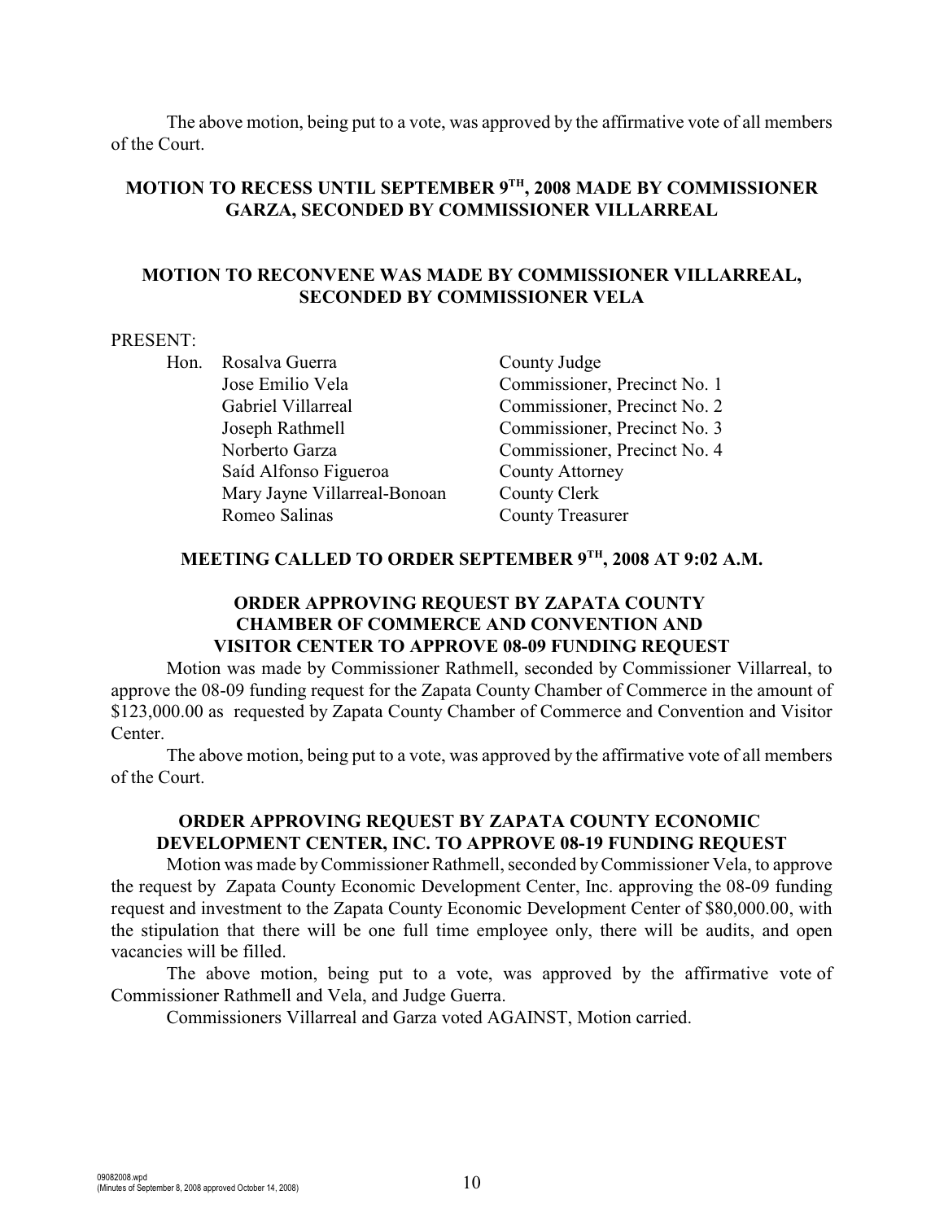The above motion, being put to a vote, was approved by the affirmative vote of all members of the Court.

**MOTION TO RECESS UNTIL SEPTEMBER 9TH, 2008 MADE BY COMMISSIONER GARZA, SECONDED BY COMMISSIONER VILLARREAL**

**MOTION TO RECONVENE WAS MADE BY COMMISSIONER VILLARREAL, SECONDED BY COMMISSIONER VELA**

PRESENT:

| | | |
|---|---|---|
| Hon. | Rosalva Guerra | County Judge |
| | Jose Emilio Vela | Commissioner, Precinct No. 1 |
| | Gabriel Villarreal | Commissioner, Precinct No. 2 |
| | Joseph Rathmell | Commissioner, Precinct No. 3 |
| | Norberto Garza | Commissioner, Precinct No. 4 |
| | Saíd Alfonso Figueroa | County Attorney |
| | Mary Jayne Villarreal-Bonoan | County Clerk |
| | Romeo Salinas | County Treasurer |

**MEETING CALLED TO ORDER SEPTEMBER 9TH, 2008 AT 9:02 A.M.**

**ORDER APPROVING REQUEST BY ZAPATA COUNTY CHAMBER OF COMMERCE AND CONVENTION AND VISITOR CENTER TO APPROVE 08-09 FUNDING REQUEST**

Motion was made by Commissioner Rathmell, seconded by Commissioner Villarreal, to approve the 08-09 funding request for the Zapata County Chamber of Commerce in the amount of $123,000.00 as requested by Zapata County Chamber of Commerce and Convention and Visitor Center.

The above motion, being put to a vote, was approved by the affirmative vote of all members of the Court.

**ORDER APPROVING REQUEST BY ZAPATA COUNTY ECONOMIC DEVELOPMENT CENTER, INC. TO APPROVE 08-19 FUNDING REQUEST**

Motion was made by Commissioner Rathmell, seconded by Commissioner Vela, to approve the request by Zapata County Economic Development Center, Inc. approving the 08-09 funding request and investment to the Zapata County Economic Development Center of $80,000.00, with the stipulation that there will be one full time employee only, there will be audits, and open vacancies will be filled.

The above motion, being put to a vote, was approved by the affirmative vote of Commissioner Rathmell and Vela, and Judge Guerra.

Commissioners Villarreal and Garza voted AGAINST, Motion carried.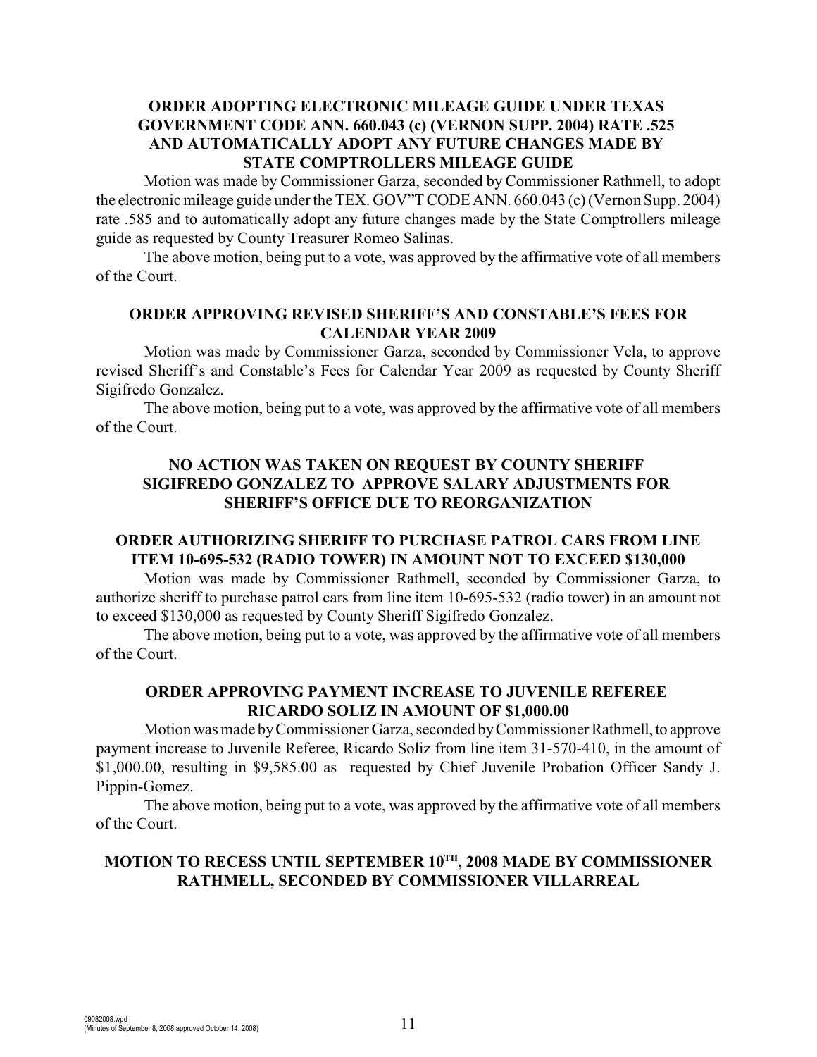**ORDER ADOPTING ELECTRONIC MILEAGE GUIDE UNDER TEXAS GOVERNMENT CODE ANN. 660.043 (c) (VERNON SUPP. 2004) RATE .525 AND AUTOMATICALLY ADOPT ANY FUTURE CHANGES MADE BY STATE COMPTROLLERS MILEAGE GUIDE**

Motion was made by Commissioner Garza, seconded by Commissioner Rathmell, to adopt the electronic mileage guide under the TEX. GOV"T CODE ANN. 660.043 (c) (Vernon Supp. 2004) rate .585 and to automatically adopt any future changes made by the State Comptrollers mileage guide as requested by County Treasurer Romeo Salinas.

The above motion, being put to a vote, was approved by the affirmative vote of all members of the Court.

**ORDER APPROVING REVISED SHERIFF'S AND CONSTABLE'S FEES FOR CALENDAR YEAR 2009**

Motion was made by Commissioner Garza, seconded by Commissioner Vela, to approve revised Sheriff's and Constable's Fees for Calendar Year 2009 as requested by County Sheriff Sigifredo Gonzalez.

The above motion, being put to a vote, was approved by the affirmative vote of all members of the Court.

**NO ACTION WAS TAKEN ON REQUEST BY COUNTY SHERIFF SIGIFREDO GONZALEZ TO APPROVE SALARY ADJUSTMENTS FOR SHERIFF'S OFFICE DUE TO REORGANIZATION**

**ORDER AUTHORIZING SHERIFF TO PURCHASE PATROL CARS FROM LINE ITEM 10-695-532 (RADIO TOWER) IN AMOUNT NOT TO EXCEED $130,000**

Motion was made by Commissioner Rathmell, seconded by Commissioner Garza, to authorize sheriff to purchase patrol cars from line item 10-695-532 (radio tower) in an amount not to exceed $130,000 as requested by County Sheriff Sigifredo Gonzalez.

The above motion, being put to a vote, was approved by the affirmative vote of all members of the Court.

**ORDER APPROVING PAYMENT INCREASE TO JUVENILE REFEREE RICARDO SOLIZ IN AMOUNT OF $1,000.00**

Motion was made by Commissioner Garza, seconded by Commissioner Rathmell, to approve payment increase to Juvenile Referee, Ricardo Soliz from line item 31-570-410, in the amount of $1,000.00, resulting in $9,585.00 as requested by Chief Juvenile Probation Officer Sandy J. Pippin-Gomez.

The above motion, being put to a vote, was approved by the affirmative vote of all members of the Court.

**MOTION TO RECESS UNTIL SEPTEMBER 10TH, 2008 MADE BY COMMISSIONER RATHMELL, SECONDED BY COMMISSIONER VILLARREAL**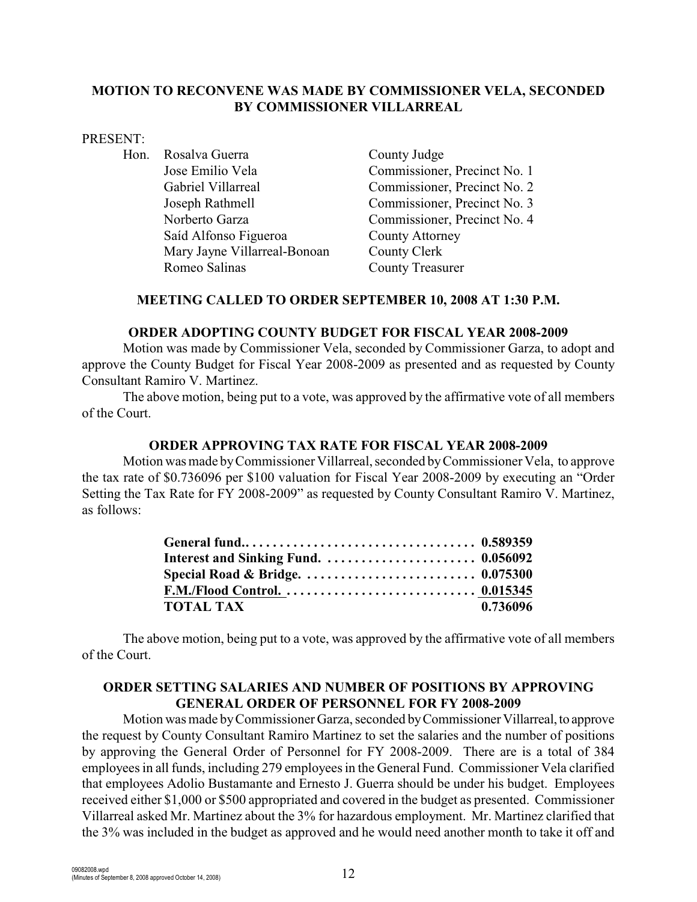**MOTION TO RECONVENE WAS MADE BY COMMISSIONER VELA, SECONDED BY COMMISSIONER VILLARREAL**

PRESENT:

| | | |
|---|---|---|
| Hon. | Rosalva Guerra | County Judge |
| | Jose Emilio Vela | Commissioner, Precinct No. 1 |
| | Gabriel Villarreal | Commissioner, Precinct No. 2 |
| | Joseph Rathmell | Commissioner, Precinct No. 3 |
| | Norberto Garza | Commissioner, Precinct No. 4 |
| | Saíd Alfonso Figueroa | County Attorney |
| | Mary Jayne Villarreal-Bonoan | County Clerk |
| | Romeo Salinas | County Treasurer |

**MEETING CALLED TO ORDER SEPTEMBER 10, 2008 AT 1:30 P.M.**

**ORDER ADOPTING COUNTY BUDGET FOR FISCAL YEAR 2008-2009**

Motion was made by Commissioner Vela, seconded by Commissioner Garza, to adopt and approve the County Budget for Fiscal Year 2008-2009 as presented and as requested by County Consultant Ramiro V. Martinez.

The above motion, being put to a vote, was approved by the affirmative vote of all members of the Court.

**ORDER APPROVING TAX RATE FOR FISCAL YEAR 2008-2009**

Motion was made by Commissioner Villarreal, seconded by Commissioner Vela, to approve the tax rate of $0.736096 per $100 valuation for Fiscal Year 2008-2009 by executing an "Order Setting the Tax Rate for FY 2008-2009" as requested by County Consultant Ramiro V. Martinez, as follows:

| | |
|---|---|
| **General fund.** | **0.589359** |
| **Interest and Sinking Fund.** | **0.056092** |
| **Special Road & Bridge.** | **0.075300** |
| **F.M./Flood Control.** | **0.015345** |
| **TOTAL TAX** | **0.736096** |

The above motion, being put to a vote, was approved by the affirmative vote of all members of the Court.

**ORDER SETTING SALARIES AND NUMBER OF POSITIONS BY APPROVING GENERAL ORDER OF PERSONNEL FOR FY 2008-2009**

Motion was made by Commissioner Garza, seconded by Commissioner Villarreal, to approve the request by County Consultant Ramiro Martinez to set the salaries and the number of positions by approving the General Order of Personnel for FY 2008-2009. There are is a total of 384 employees in all funds, including 279 employees in the General Fund. Commissioner Vela clarified that employees Adolio Bustamante and Ernesto J. Guerra should be under his budget. Employees received either $1,000 or $500 appropriated and covered in the budget as presented. Commissioner Villarreal asked Mr. Martinez about the 3% for hazardous employment. Mr. Martinez clarified that the 3% was included in the budget as approved and he would need another month to take it off and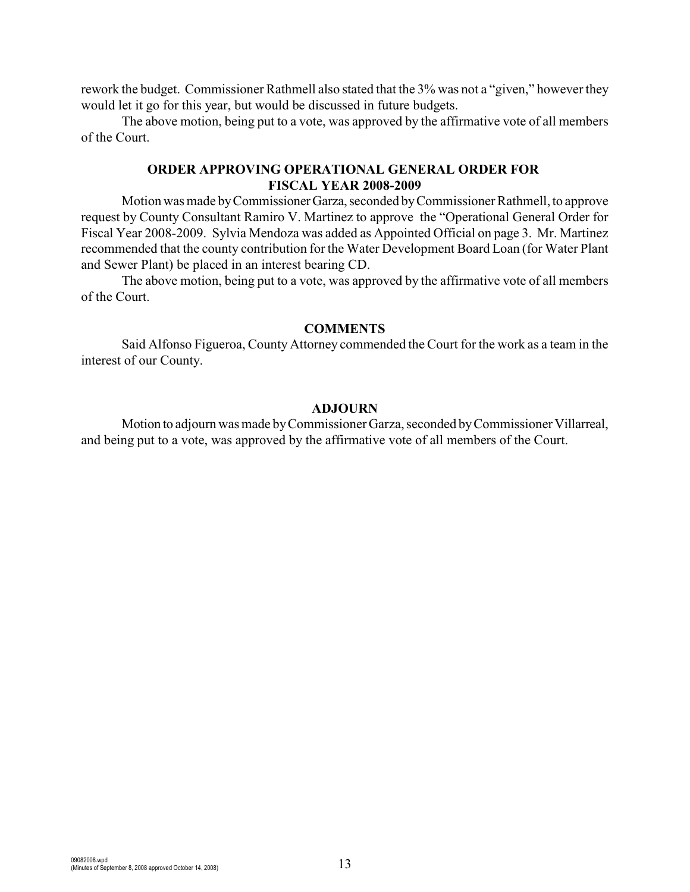rework the budget. Commissioner Rathmell also stated that the 3% was not a "given," however they would let it go for this year, but would be discussed in future budgets.

The above motion, being put to a vote, was approved by the affirmative vote of all members of the Court.

### ORDER APPROVING OPERATIONAL GENERAL ORDER FOR FISCAL YEAR 2008-2009

Motion was made by Commissioner Garza, seconded by Commissioner Rathmell, to approve request by County Consultant Ramiro V. Martinez to approve the "Operational General Order for Fiscal Year 2008-2009. Sylvia Mendoza was added as Appointed Official on page 3. Mr. Martinez recommended that the county contribution for the Water Development Board Loan (for Water Plant and Sewer Plant) be placed in an interest bearing CD.

The above motion, being put to a vote, was approved by the affirmative vote of all members of the Court.

### COMMENTS

Said Alfonso Figueroa, County Attorney commended the Court for the work as a team in the interest of our County.

### ADJOURN

Motion to adjourn was made by Commissioner Garza, seconded by Commissioner Villarreal, and being put to a vote, was approved by the affirmative vote of all members of the Court.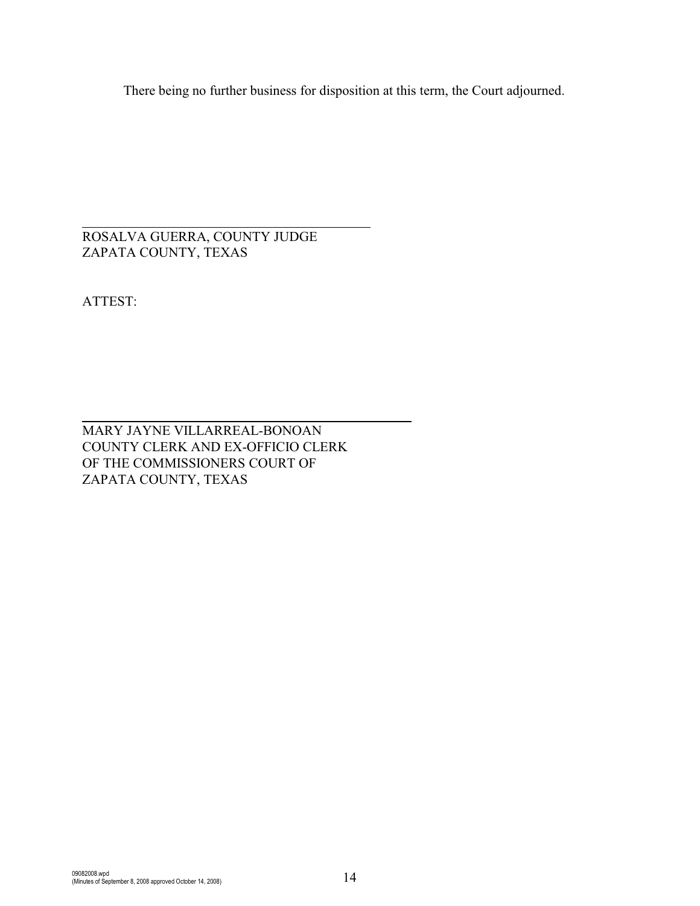There being no further business for disposition at this term, the Court adjourned.

\_\_\_\_\_\_\_\_\_\_\_\_\_\_\_\_\_\_\_\_\_\_\_\_\_\_\_\_\_\_\_\_\_\_\_\_\_\_\_\_

ROSALVA GUERRA, COUNTY JUDGE
ZAPATA COUNTY, TEXAS

ATTEST:

\_\_\_\_\_\_\_\_\_\_\_\_\_\_\_\_\_\_\_\_\_\_\_\_\_\_\_\_\_\_\_\_\_\_\_\_\_\_\_\_\_\_\_\_\_\_

MARY JAYNE VILLARREAL-BONOAN
COUNTY CLERK AND EX-OFFICIO CLERK
OF THE COMMISSIONERS COURT OF
ZAPATA COUNTY, TEXAS

09082008.wpd
(Minutes of September 8, 2008 approved October 14, 2008)